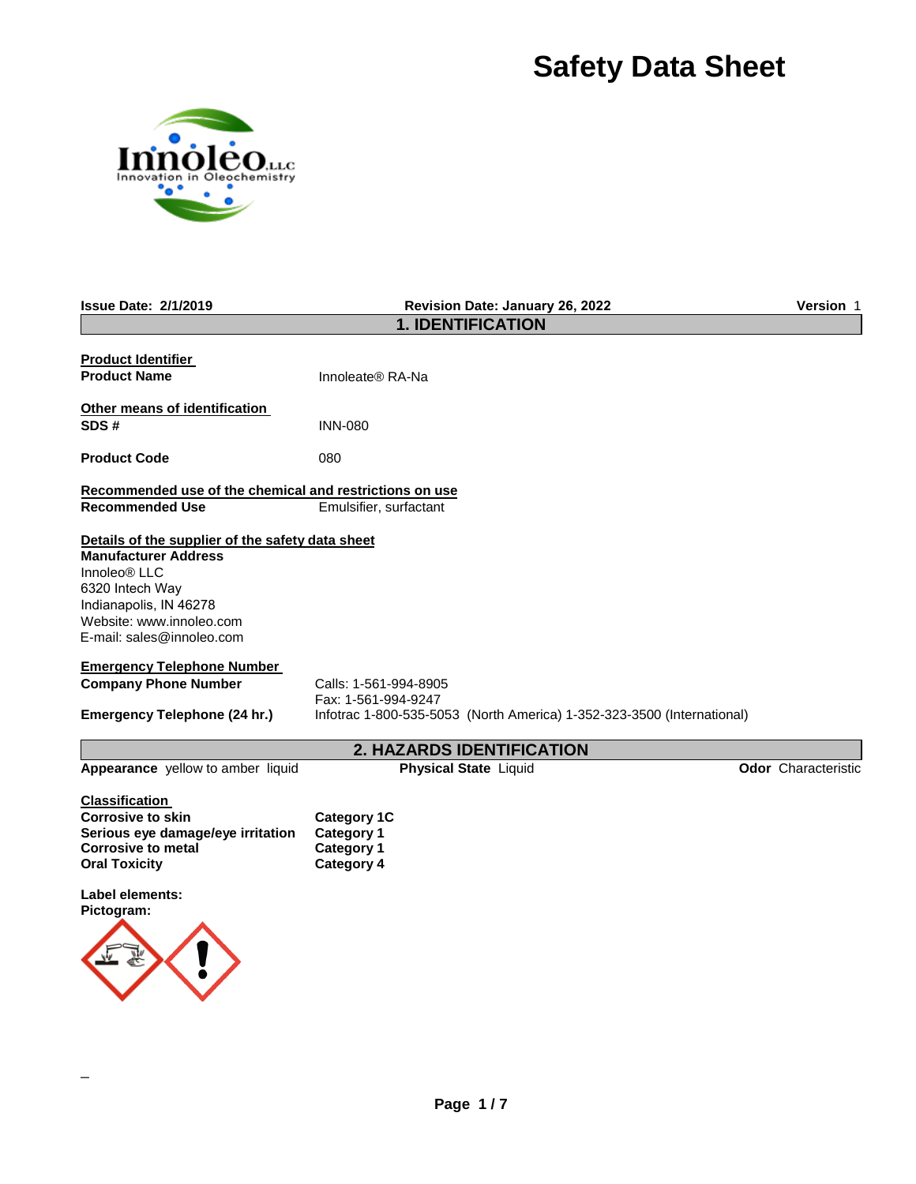# Safety Data Sheet

**Issue Date:** 2/1/2019 | **Revision Date:** January 26, 2022 | **Version** 1

## 1. IDENTIFICATION

**Product Identifier**

**Product Name** Innoleate® RA-Na

**Other means of identification**

**SDS #** INN-080

**Product Code** 080

**Recommended use of the chemical and restrictions on use**

**Recommended Use** Emulsifier, surfactant

**Details of the supplier of the safety data sheet**

**Manufacturer Address**
Innoleo® LLC
6320 Intech Way
Indianapolis, IN 46278
Website: www.innoleo.com
E-mail: sales@innoleo.com

**Emergency Telephone Number**

**Company Phone Number** Calls: 1-561-994-8905
Fax: 1-561-994-9247

**Emergency Telephone (24 hr.)** Infotrac 1-800-535-5053 (North America) 1-352-323-3500 (International)

## 2. HAZARDS IDENTIFICATION

**Appearance** yellow to amber liquid | **Physical State** Liquid | **Odor** Characteristic

**Classification**

| | |
|---|---|
| **Corrosive to skin** | **Category 1C** |
| **Serious eye damage/eye irritation** | **Category 1** |
| **Corrosive to metal** | **Category 1** |
| **Oral Toxicity** | **Category 4** |

**Label elements:**

**Pictogram:**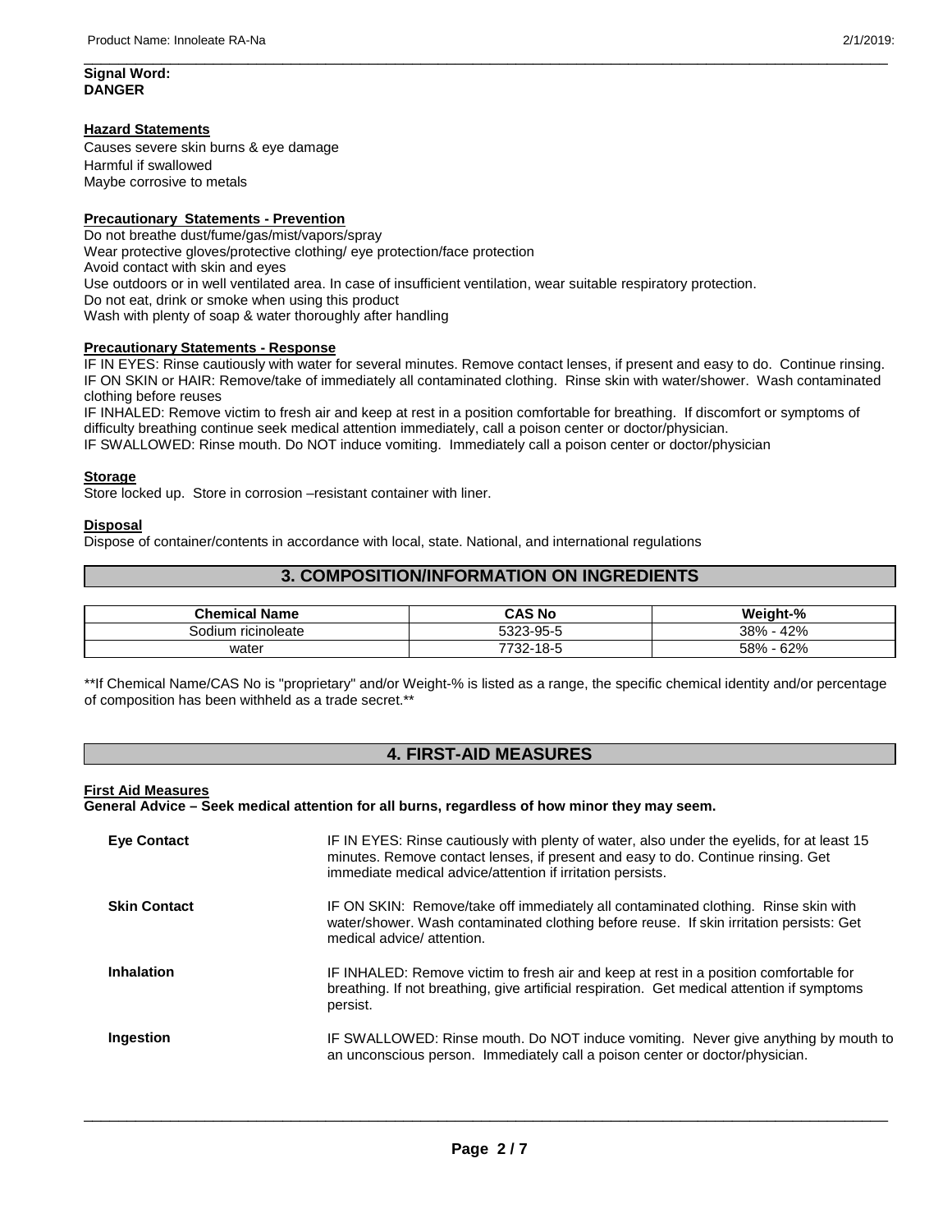**Signal Word:**
**DANGER**

**Hazard Statements**

Causes severe skin burns & eye damage
Harmful if swallowed
Maybe corrosive to metals

**Precautionary Statements - Prevention**

Do not breathe dust/fume/gas/mist/vapors/spray
Wear protective gloves/protective clothing/ eye protection/face protection
Avoid contact with skin and eyes
Use outdoors or in well ventilated area. In case of insufficient ventilation, wear suitable respiratory protection.
Do not eat, drink or smoke when using this product
Wash with plenty of soap & water thoroughly after handling

**Precautionary Statements - Response**

IF IN EYES: Rinse cautiously with water for several minutes. Remove contact lenses, if present and easy to do. Continue rinsing.
IF ON SKIN or HAIR: Remove/take of immediately all contaminated clothing. Rinse skin with water/shower. Wash contaminated clothing before reuses
IF INHALED: Remove victim to fresh air and keep at rest in a position comfortable for breathing. If discomfort or symptoms of difficulty breathing continue seek medical attention immediately, call a poison center or doctor/physician.
IF SWALLOWED: Rinse mouth. Do NOT induce vomiting. Immediately call a poison center or doctor/physician

**Storage**

Store locked up. Store in corrosion –resistant container with liner.

**Disposal**

Dispose of container/contents in accordance with local, state. National, and international regulations

## 3. COMPOSITION/INFORMATION ON INGREDIENTS

| Chemical Name | CAS No | Weight-% |
|---|---|---|
| Sodium ricinoleate | 5323-95-5 | 38% - 42% |
| water | 7732-18-5 | 58% - 62% |

**If Chemical Name/CAS No is "proprietary" and/or Weight-% is listed as a range, the specific chemical identity and/or percentage of composition has been withheld as a trade secret.**

## 4. FIRST-AID MEASURES

**First Aid Measures**

**General Advice – Seek medical attention for all burns, regardless of how minor they may seem.**

**Eye Contact** — IF IN EYES: Rinse cautiously with plenty of water, also under the eyelids, for at least 15 minutes. Remove contact lenses, if present and easy to do. Continue rinsing. Get immediate medical advice/attention if irritation persists.

**Skin Contact** — IF ON SKIN: Remove/take off immediately all contaminated clothing. Rinse skin with water/shower. Wash contaminated clothing before reuse. If skin irritation persists: Get medical advice/ attention.

**Inhalation** — IF INHALED: Remove victim to fresh air and keep at rest in a position comfortable for breathing. If not breathing, give artificial respiration. Get medical attention if symptoms persist.

**Ingestion** — IF SWALLOWED: Rinse mouth. Do NOT induce vomiting. Never give anything by mouth to an unconscious person. Immediately call a poison center or doctor/physician.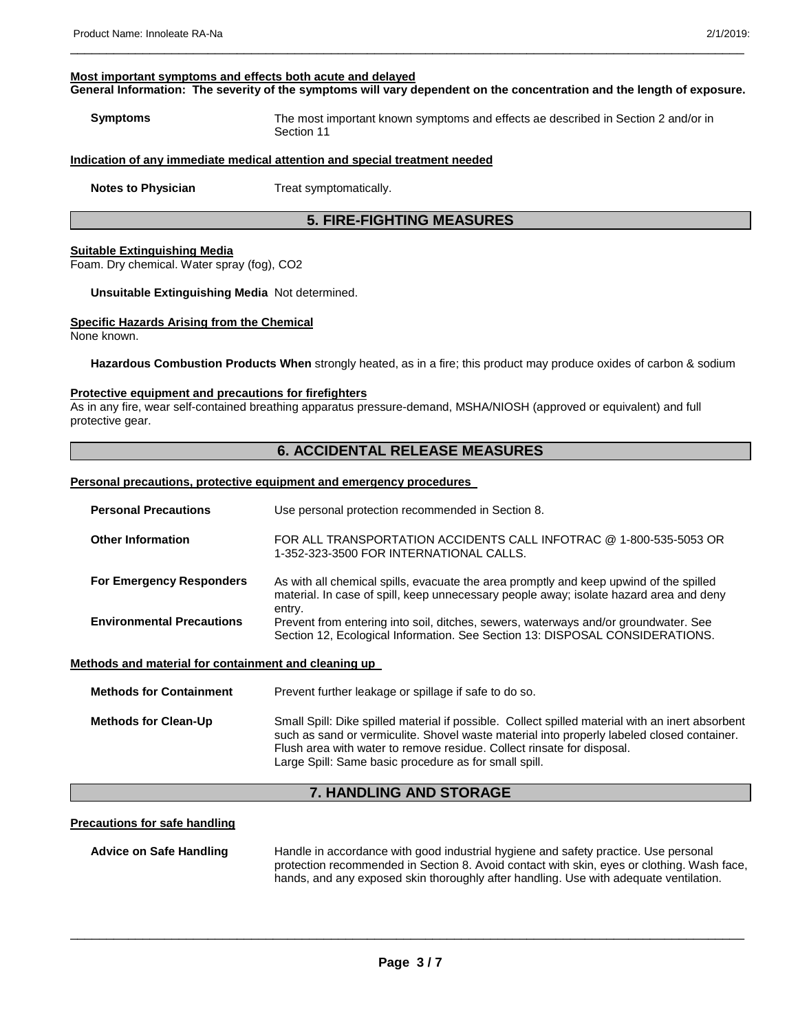**Most important symptoms and effects both acute and delayed**

**General Information: The severity of the symptoms will vary dependent on the concentration and the length of exposure.**

**Symptoms** The most important known symptoms and effects ae described in Section 2 and/or in Section 11

**Indication of any immediate medical attention and special treatment needed**

**Notes to Physician** Treat symptomatically.

## 5. FIRE-FIGHTING MEASURES

**Suitable Extinguishing Media**

Foam. Dry chemical. Water spray (fog), $CO_2$

**Unsuitable Extinguishing Media** Not determined.

**Specific Hazards Arising from the Chemical**

None known.

**Hazardous Combustion Products When** strongly heated, as in a fire; this product may produce oxides of carbon & sodium

**Protective equipment and precautions for firefighters**

As in any fire, wear self-contained breathing apparatus pressure-demand, MSHA/NIOSH (approved or equivalent) and full protective gear.

## 6. ACCIDENTAL RELEASE MEASURES

**Personal precautions, protective equipment and emergency procedures**

**Personal Precautions** Use personal protection recommended in Section 8.

**Other Information** FOR ALL TRANSPORTATION ACCIDENTS CALL INFOTRAC @ 1-800-535-5053 OR 1-352-323-3500 FOR INTERNATIONAL CALLS.

**For Emergency Responders** As with all chemical spills, evacuate the area promptly and keep upwind of the spilled material. In case of spill, keep unnecessary people away; isolate hazard area and deny entry.

**Environmental Precautions** Prevent from entering into soil, ditches, sewers, waterways and/or groundwater. See Section 12, Ecological Information. See Section 13: DISPOSAL CONSIDERATIONS.

**Methods and material for containment and cleaning up**

**Methods for Containment** Prevent further leakage or spillage if safe to do so.

**Methods for Clean-Up** Small Spill: Dike spilled material if possible. Collect spilled material with an inert absorbent such as sand or vermiculite. Shovel waste material into properly labeled closed container. Flush area with water to remove residue. Collect rinsate for disposal.
Large Spill: Same basic procedure as for small spill.

## 7. HANDLING AND STORAGE

**Precautions for safe handling**

**Advice on Safe Handling** Handle in accordance with good industrial hygiene and safety practice. Use personal protection recommended in Section 8. Avoid contact with skin, eyes or clothing. Wash face, hands, and any exposed skin thoroughly after handling. Use with adequate ventilation.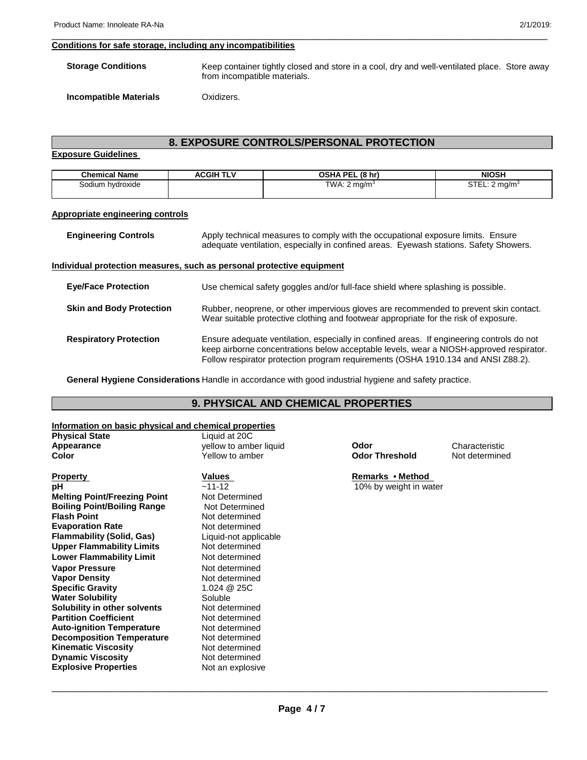#### Conditions for safe storage, including any incompatibilities

**Storage Conditions** Keep container tightly closed and store in a cool, dry and well-ventilated place. Store away from incompatible materials.

**Incompatible Materials** Oxidizers.

## 8. EXPOSURE CONTROLS/PERSONAL PROTECTION

#### Exposure Guidelines

| Chemical Name | ACGIH TLV | OSHA PEL (8 hr) | NIOSH |
|---|---|---|---|
| Sodium hydroxide | | TWA: 2 mg/m$^3$ | STEL: 2 mg/m$^3$ |

#### Appropriate engineering controls

**Engineering Controls** Apply technical measures to comply with the occupational exposure limits. Ensure adequate ventilation, especially in confined areas. Eyewash stations. Safety Showers.

#### Individual protection measures, such as personal protective equipment

**Eye/Face Protection** Use chemical safety goggles and/or full-face shield where splashing is possible.

**Skin and Body Protection** Rubber, neoprene, or other impervious gloves are recommended to prevent skin contact. Wear suitable protective clothing and footwear appropriate for the risk of exposure.

**Respiratory Protection** Ensure adequate ventilation, especially in confined areas. If engineering controls do not keep airborne concentrations below acceptable levels, wear a NIOSH-approved respirator. Follow respirator protection program requirements (OSHA 1910.134 and ANSI Z88.2).

**General Hygiene Considerations** Handle in accordance with good industrial hygiene and safety practice.

## 9. PHYSICAL AND CHEMICAL PROPERTIES

#### Information on basic physical and chemical properties

**Physical State** Liquid at 20C
**Appearance** yellow to amber liquid
**Color** Yellow to amber
**Odor** Characteristic
**Odor Threshold** Not determined

| Property | Values | Remarks • Method |
|---|---|---|
| **pH** | ~11-12 | 10% by weight in water |
| **Melting Point/Freezing Point** | Not Determined | |
| **Boiling Point/Boiling Range** | Not Determined | |
| **Flash Point** | Not determined | |
| **Evaporation Rate** | Not determined | |
| **Flammability (Solid, Gas)** | Liquid-not applicable | |
| **Upper Flammability Limits** | Not determined | |
| **Lower Flammability Limit** | Not determined | |
| **Vapor Pressure** | Not determined | |
| **Vapor Density** | Not determined | |
| **Specific Gravity** | 1.024 @ 25C | |
| **Water Solubility** | Soluble | |
| **Solubility in other solvents** | Not determined | |
| **Partition Coefficient** | Not determined | |
| **Auto-ignition Temperature** | Not determined | |
| **Decomposition Temperature** | Not determined | |
| **Kinematic Viscosity** | Not determined | |
| **Dynamic Viscosity** | Not determined | |
| **Explosive Properties** | Not an explosive | |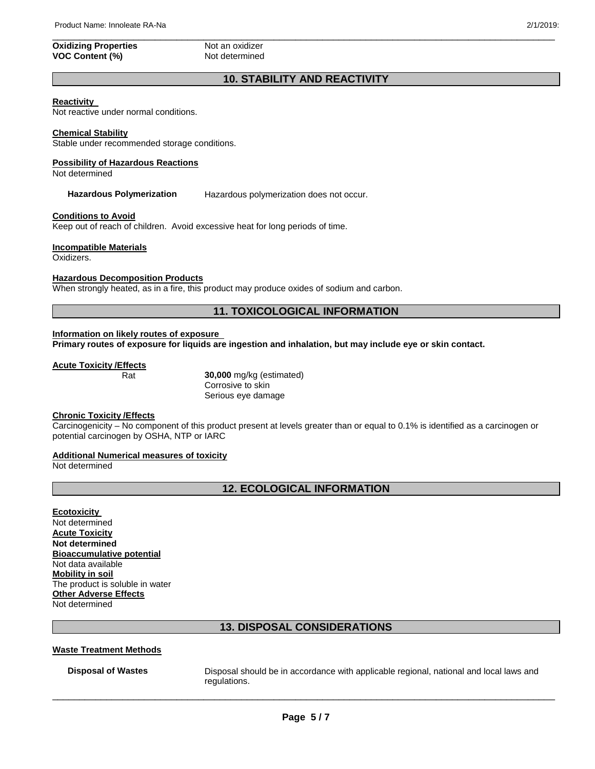**Oxidizing Properties** Not an oxidizer
**VOC Content (%)** Not determined

## 10. STABILITY AND REACTIVITY

**Reactivity**
Not reactive under normal conditions.

**Chemical Stability**
Stable under recommended storage conditions.

**Possibility of Hazardous Reactions**
Not determined

**Hazardous Polymerization** Hazardous polymerization does not occur.

**Conditions to Avoid**
Keep out of reach of children. Avoid excessive heat for long periods of time.

**Incompatible Materials**
Oxidizers.

**Hazardous Decomposition Products**
When strongly heated, as in a fire, this product may produce oxides of sodium and carbon.

## 11. TOXICOLOGICAL INFORMATION

**Information on likely routes of exposure**
**Primary routes of exposure for liquids are ingestion and inhalation, but may include eye or skin contact.**

**Acute Toxicity /Effects**

Rat **30,000** mg/kg (estimated)
Corrosive to skin
Serious eye damage

**Chronic Toxicity /Effects**
Carcinogenicity – No component of this product present at levels greater than or equal to 0.1% is identified as a carcinogen or potential carcinogen by OSHA, NTP or IARC

**Additional Numerical measures of toxicity**
Not determined

## 12. ECOLOGICAL INFORMATION

**Ecotoxicity**
Not determined
**Acute Toxicity**
**Not determined**
**Bioaccumulative potential**
Not data available
**Mobility in soil**
The product is soluble in water
**Other Adverse Effects**
Not determined

## 13. DISPOSAL CONSIDERATIONS

**Waste Treatment Methods**

**Disposal of Wastes** Disposal should be in accordance with applicable regional, national and local laws and regulations.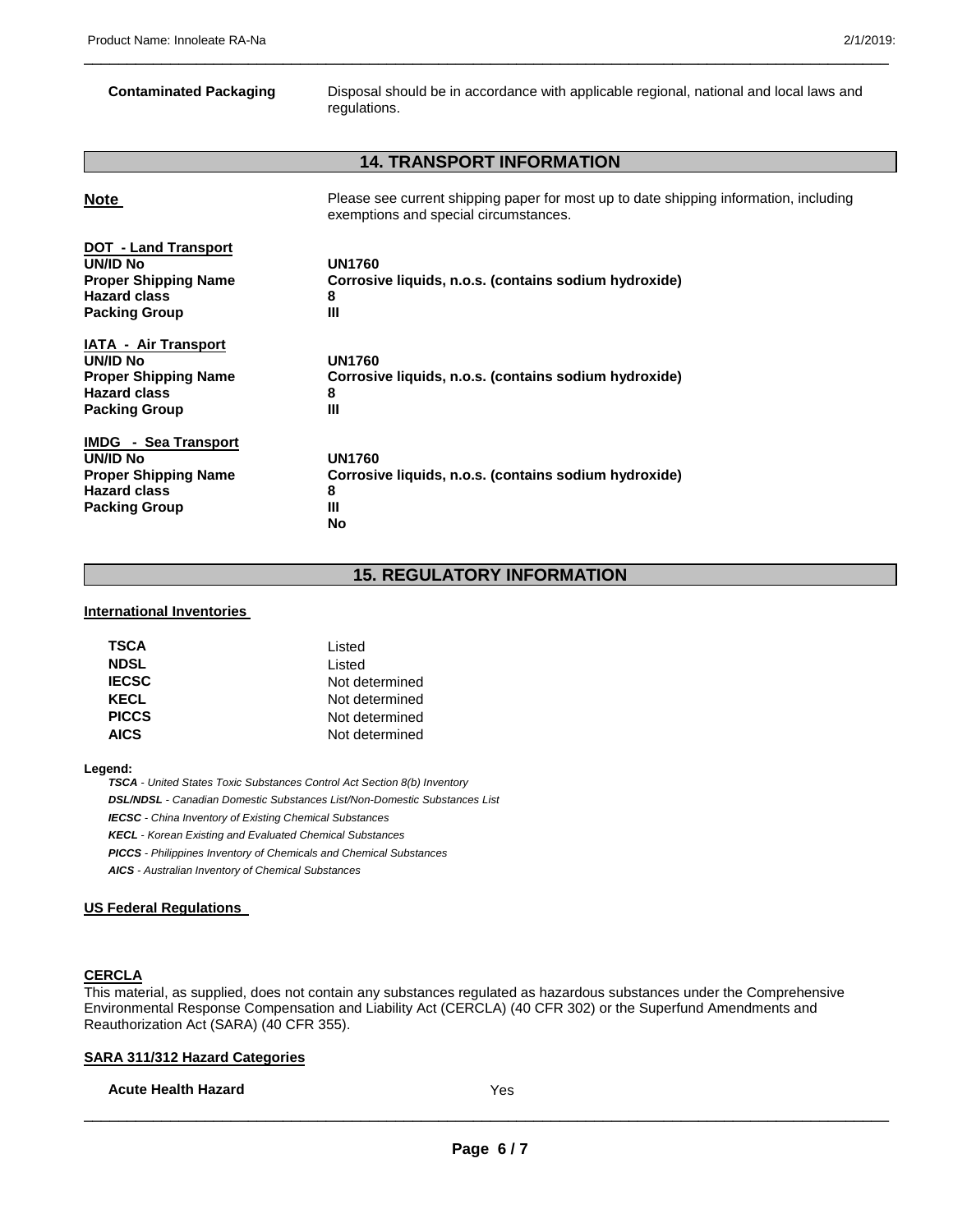**Contaminated Packaging** Disposal should be in accordance with applicable regional, national and local laws and regulations.

## 14. TRANSPORT INFORMATION

**Note** Please see current shipping paper for most up to date shipping information, including exemptions and special circumstances.

**DOT - Land Transport**

| | |
|---|---|
| **UN/ID No** | **UN1760** |
| **Proper Shipping Name** | **Corrosive liquids, n.o.s. (contains sodium hydroxide)** |
| **Hazard class** | **8** |
| **Packing Group** | **III** |

**IATA - Air Transport**

| | |
|---|---|
| **UN/ID No** | **UN1760** |
| **Proper Shipping Name** | **Corrosive liquids, n.o.s. (contains sodium hydroxide)** |
| **Hazard class** | **8** |
| **Packing Group** | **III** |

**IMDG - Sea Transport**

| | |
|---|---|
| **UN/ID No** | **UN1760** |
| **Proper Shipping Name** | **Corrosive liquids, n.o.s. (contains sodium hydroxide)** |
| **Hazard class** | **8** |
| **Packing Group** | **III** |
| | **No** |

## 15. REGULATORY INFORMATION

**International Inventories**

| | |
|---|---|
| **TSCA** | Listed |
| **NDSL** | Listed |
| **IECSC** | Not determined |
| **KECL** | Not determined |
| **PICCS** | Not determined |
| **AICS** | Not determined |

**Legend:**

***TSCA*** *- United States Toxic Substances Control Act Section 8(b) Inventory*
***DSL/NDSL*** *- Canadian Domestic Substances List/Non-Domestic Substances List*
***IECSC*** *- China Inventory of Existing Chemical Substances*
***KECL*** *- Korean Existing and Evaluated Chemical Substances*
***PICCS*** *- Philippines Inventory of Chemicals and Chemical Substances*
***AICS*** *- Australian Inventory of Chemical Substances*

**US Federal Regulations**

**CERCLA**

This material, as supplied, does not contain any substances regulated as hazardous substances under the Comprehensive Environmental Response Compensation and Liability Act (CERCLA) (40 CFR 302) or the Superfund Amendments and Reauthorization Act (SARA) (40 CFR 355).

**SARA 311/312 Hazard Categories**

| | |
|---|---|
| **Acute Health Hazard** | Yes |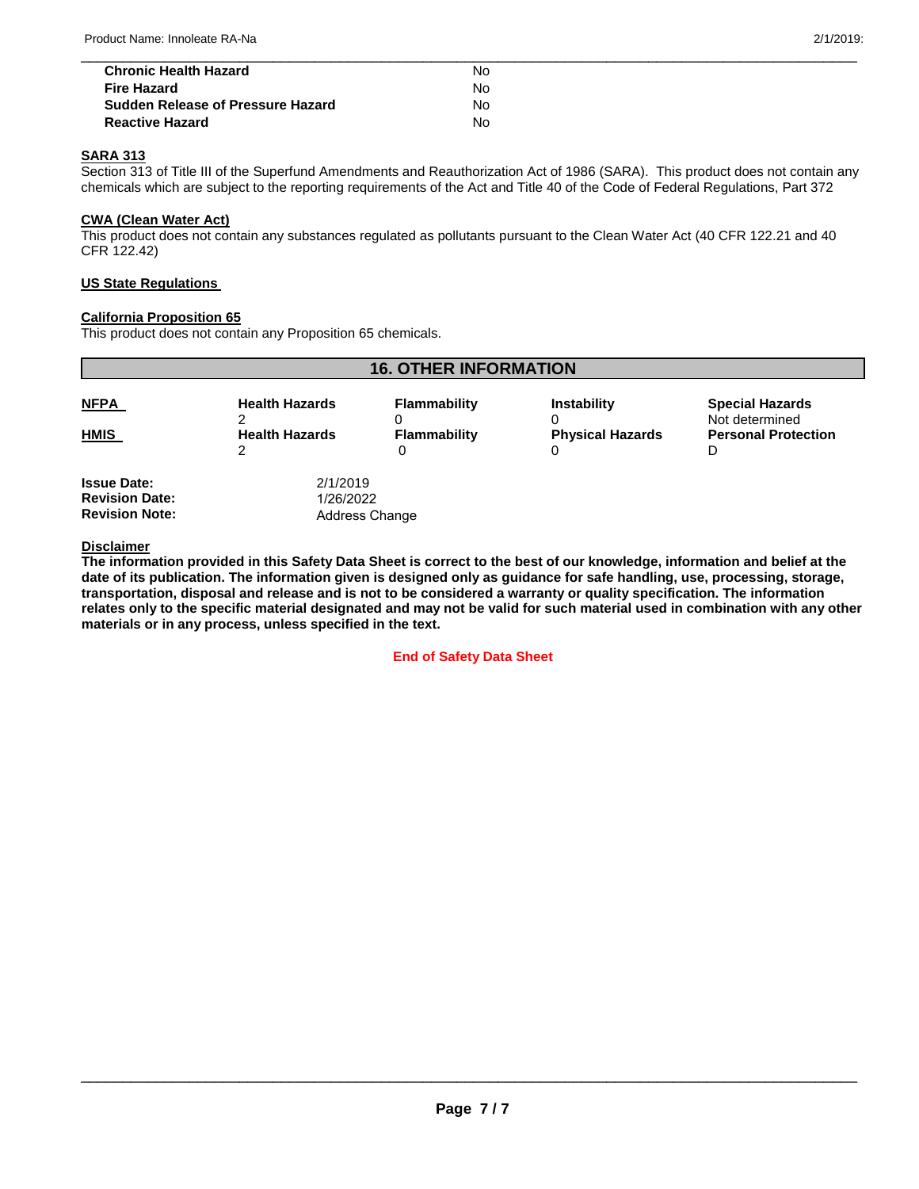| | |
|---|---|
| **Chronic Health Hazard** | No |
| **Fire Hazard** | No |
| **Sudden Release of Pressure Hazard** | No |
| **Reactive Hazard** | No |

**SARA 313**

Section 313 of Title III of the Superfund Amendments and Reauthorization Act of 1986 (SARA). This product does not contain any chemicals which are subject to the reporting requirements of the Act and Title 40 of the Code of Federal Regulations, Part 372

**CWA (Clean Water Act)**

This product does not contain any substances regulated as pollutants pursuant to the Clean Water Act (40 CFR 122.21 and 40 CFR 122.42)

**US State Regulations**

**California Proposition 65**

This product does not contain any Proposition 65 chemicals.

## 16. OTHER INFORMATION

| | | | | |
|---|---|---|---|---|
| **NFPA** | **Health Hazards** 2 | **Flammability** 0 | **Instability** 0 | **Special Hazards** Not determined |
| **HMIS** | **Health Hazards** 2 | **Flammability** 0 | **Physical Hazards** 0 | **Personal Protection** D |

| | |
|---|---|
| **Issue Date:** | 2/1/2019 |
| **Revision Date:** | 1/26/2022 |
| **Revision Note:** | Address Change |

**Disclaimer**

**The information provided in this Safety Data Sheet is correct to the best of our knowledge, information and belief at the date of its publication. The information given is designed only as guidance for safe handling, use, processing, storage, transportation, disposal and release and is not to be considered a warranty or quality specification. The information relates only to the specific material designated and may not be valid for such material used in combination with any other materials or in any process, unless specified in the text.**

**End of Safety Data Sheet**